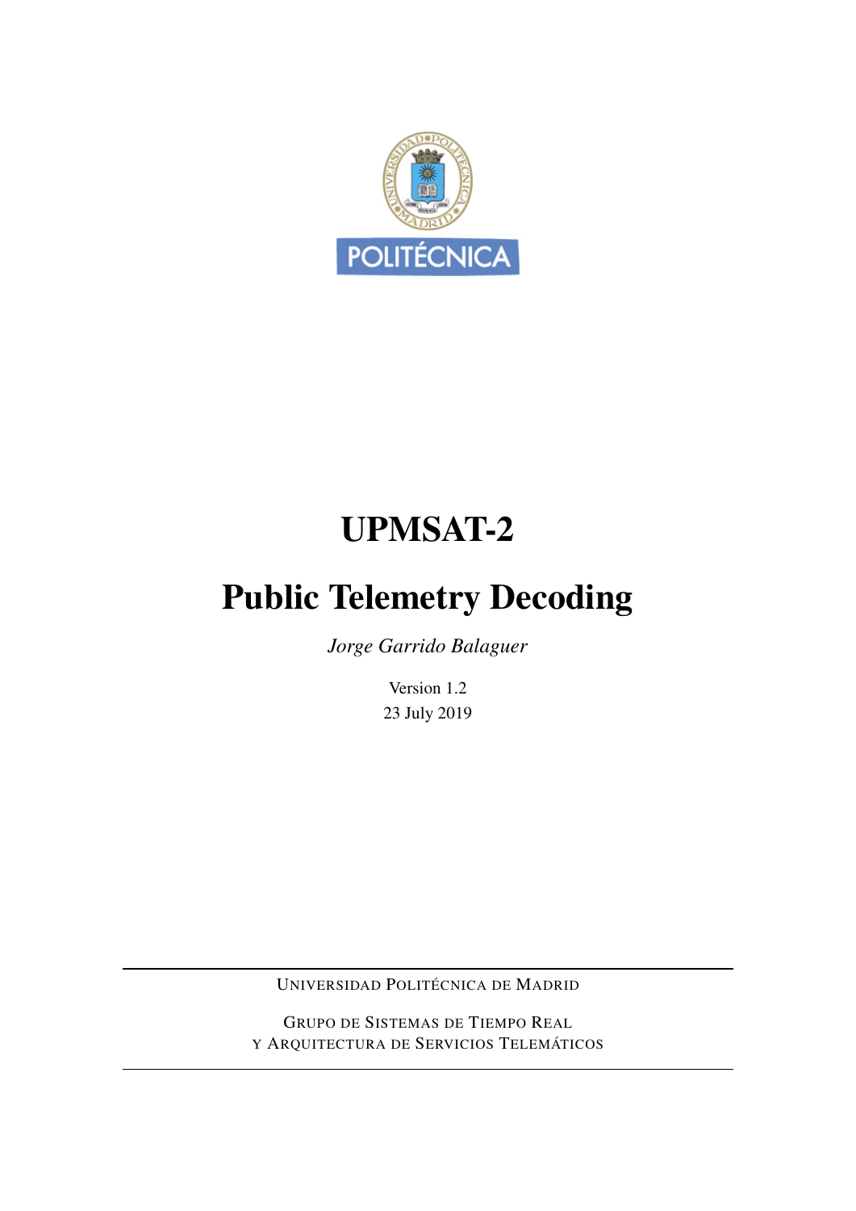# UPMSAT-2

# Public Telemetry Decoding

*Jorge Garrido Balaguer*

Version 1.2

23 July 2019

UNIVERSIDAD POLITÉCNICA DE MADRID

GRUPO DE SISTEMAS DE TIEMPO REAL
Y ARQUITECTURA DE SERVICIOS TELEMÁTICOS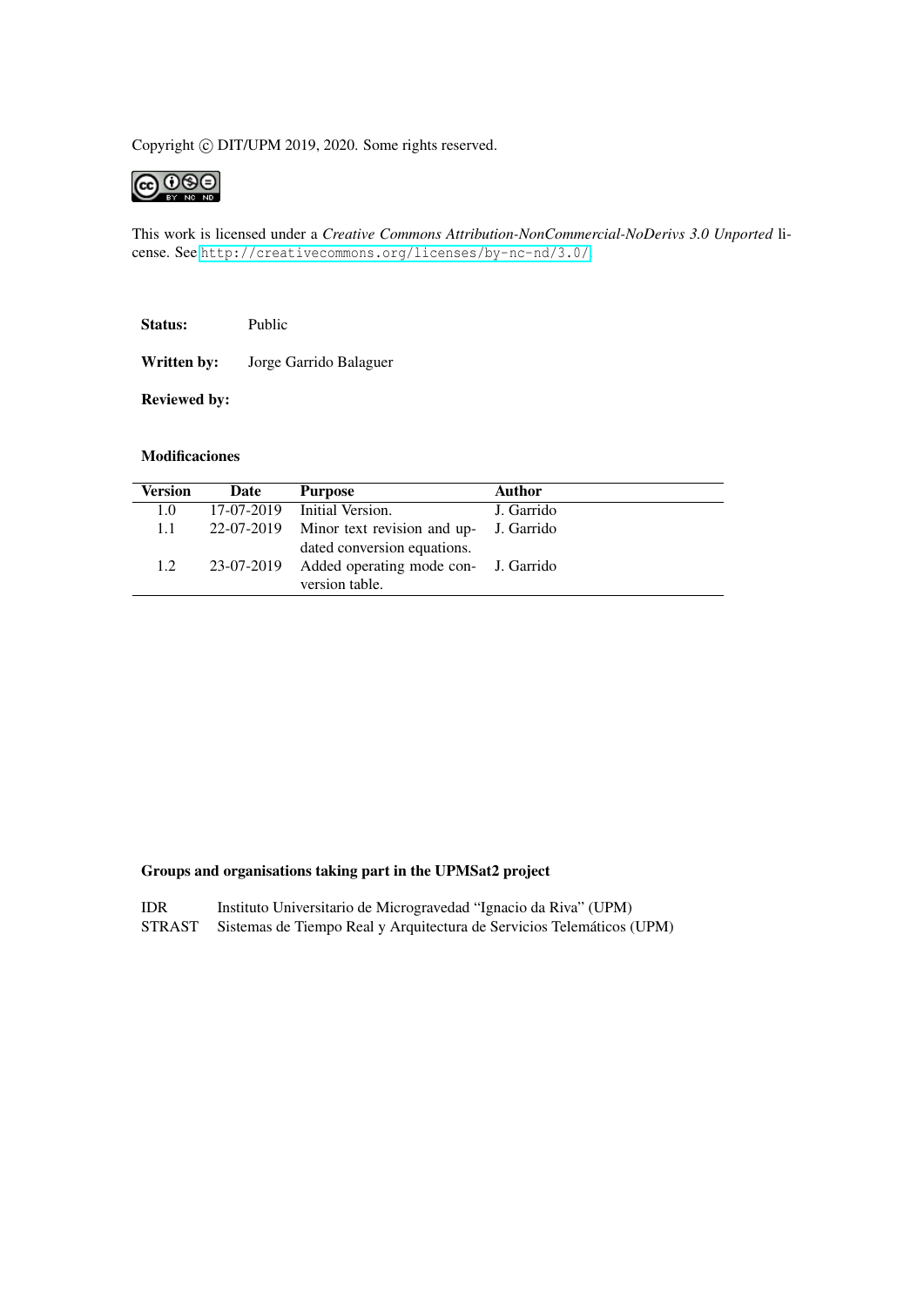Copyright © DIT/UPM 2019, 2020. Some rights reserved.

This work is licensed under a *Creative Commons Attribution-NonCommercial-NoDerivs 3.0 Unported* license. See http://creativecommons.org/licenses/by-nc-nd/3.0/

**Status:** Public

**Written by:** Jorge Garrido Balaguer

**Reviewed by:**

**Modificaciones**

| Version | Date | Purpose | Author |
|---|---|---|---|
| 1.0 | 17-07-2019 | Initial Version. | J. Garrido |
| 1.1 | 22-07-2019 | Minor text revision and updated conversion equations. | J. Garrido |
| 1.2 | 23-07-2019 | Added operating mode conversion table. | J. Garrido |

**Groups and organisations taking part in the UPMSat2 project**

IDR Instituto Universitario de Microgravedad "Ignacio da Riva" (UPM)
STRAST Sistemas de Tiempo Real y Arquitectura de Servicios Telemáticos (UPM)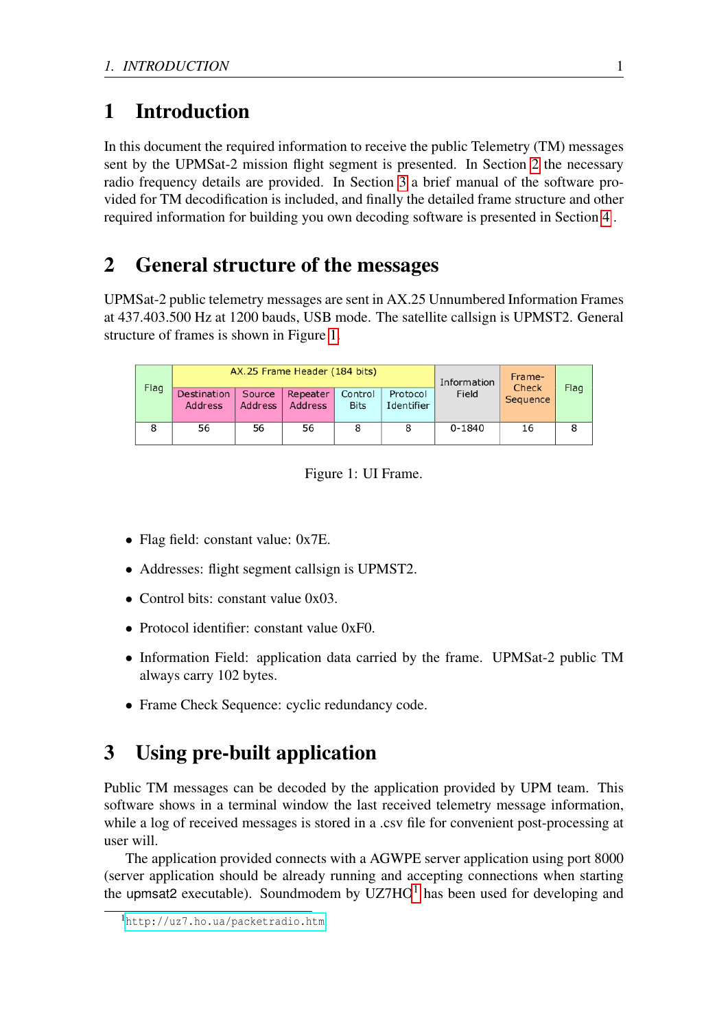# 1 Introduction

In this document the required information to receive the public Telemetry (TM) messages sent by the UPMSat-2 mission flight segment is presented. In Section 2 the necessary radio frequency details are provided. In Section 3 a brief manual of the software provided for TM decodification is included, and finally the detailed frame structure and other required information for building you own decoding software is presented in Section 4 .

# 2 General structure of the messages

UPMSat-2 public telemetry messages are sent in AX.25 Unnumbered Information Frames at 437.403.500 Hz at 1200 bauds, USB mode. The satellite callsign is UPMST2. General structure of frames is shown in Figure 1.

| Flag | AX.25 Frame Header (184 bits) | | | | | Information Field | Frame-Check Sequence | Flag |
|---|---|---|---|---|---|---|---|---|
| | Destination Address | Source Address | Repeater Address | Control Bits | Protocol Identifier | | | |
| 8 | 56 | 56 | 56 | 8 | 8 | 0-1840 | 16 | 8 |

Figure 1: UI Frame.

- Flag field: constant value: 0x7E.
- Addresses: flight segment callsign is UPMST2.
- Control bits: constant value 0x03.
- Protocol identifier: constant value 0xF0.
- Information Field: application data carried by the frame. UPMSat-2 public TM always carry 102 bytes.
- Frame Check Sequence: cyclic redundancy code.

# 3 Using pre-built application

Public TM messages can be decoded by the application provided by UPM team. This software shows in a terminal window the last received telemetry message information, while a log of received messages is stored in a .csv file for convenient post-processing at user will.

The application provided connects with a AGWPE server application using port 8000 (server application should be already running and accepting connections when starting the upmsat2 executable). Soundmodem by UZ7HO[1] has been used for developing and

[1] http://uz7.ho.ua/packetradio.htm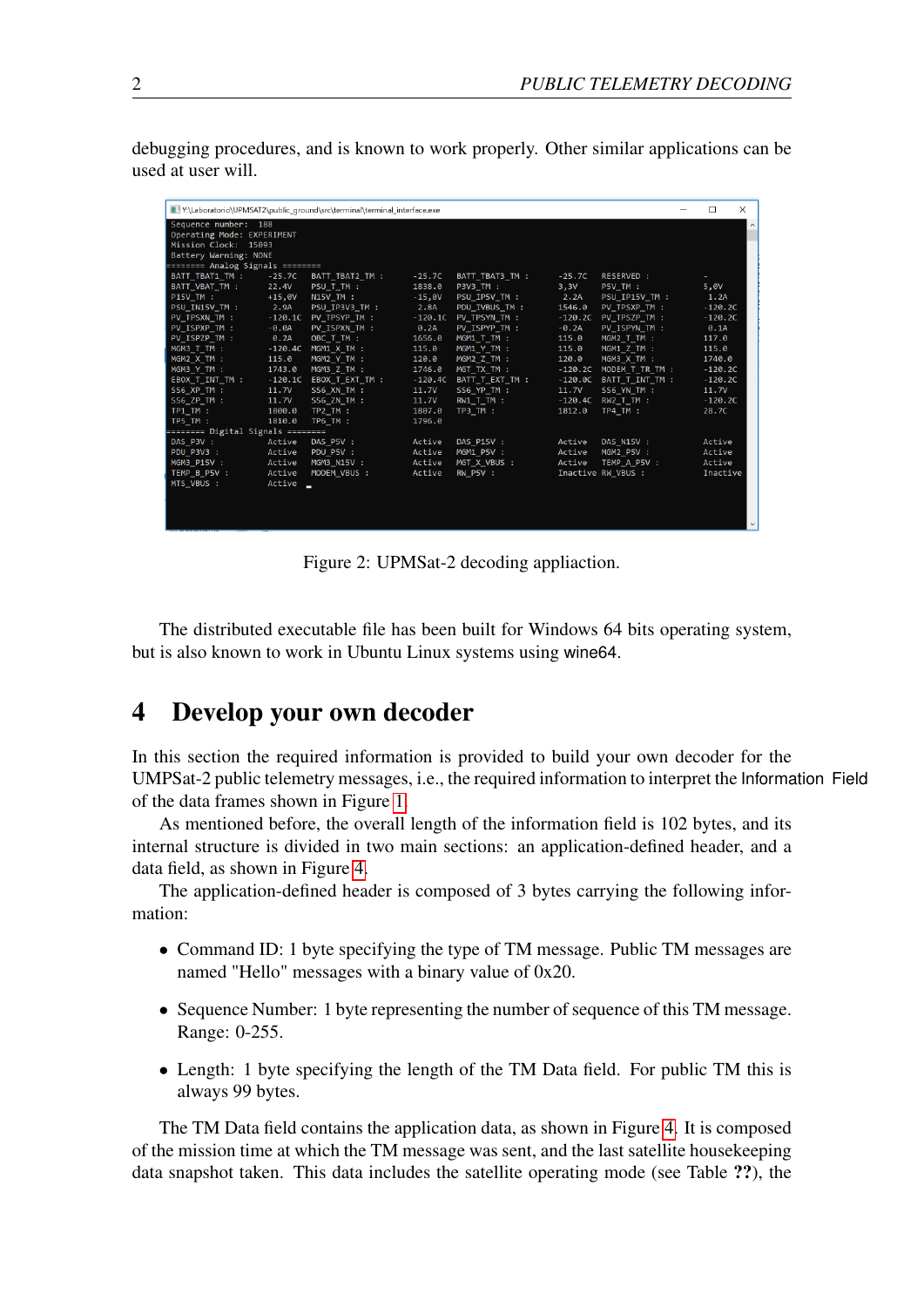debugging procedures, and is known to work properly. Other similar applications can be used at user will.

Figure 2: UPMSat-2 decoding appliaction.

The distributed executable file has been built for Windows 64 bits operating system, but is also known to work in Ubuntu Linux systems using wine64.

# 4 Develop your own decoder

In this section the required information is provided to build your own decoder for the UMPSat-2 public telemetry messages, i.e., the required information to interpret the Information Field of the data frames shown in Figure 1.

As mentioned before, the overall length of the information field is 102 bytes, and its internal structure is divided in two main sections: an application-defined header, and a data field, as shown in Figure 4.

The application-defined header is composed of 3 bytes carrying the following information:

- Command ID: 1 byte specifying the type of TM message. Public TM messages are named "Hello" messages with a binary value of 0x20.
- Sequence Number: 1 byte representing the number of sequence of this TM message. Range: 0-255.
- Length: 1 byte specifying the length of the TM Data field. For public TM this is always 99 bytes.

The TM Data field contains the application data, as shown in Figure 4. It is composed of the mission time at which the TM message was sent, and the last satellite housekeeping data snapshot taken. This data includes the satellite operating mode (see Table ??), the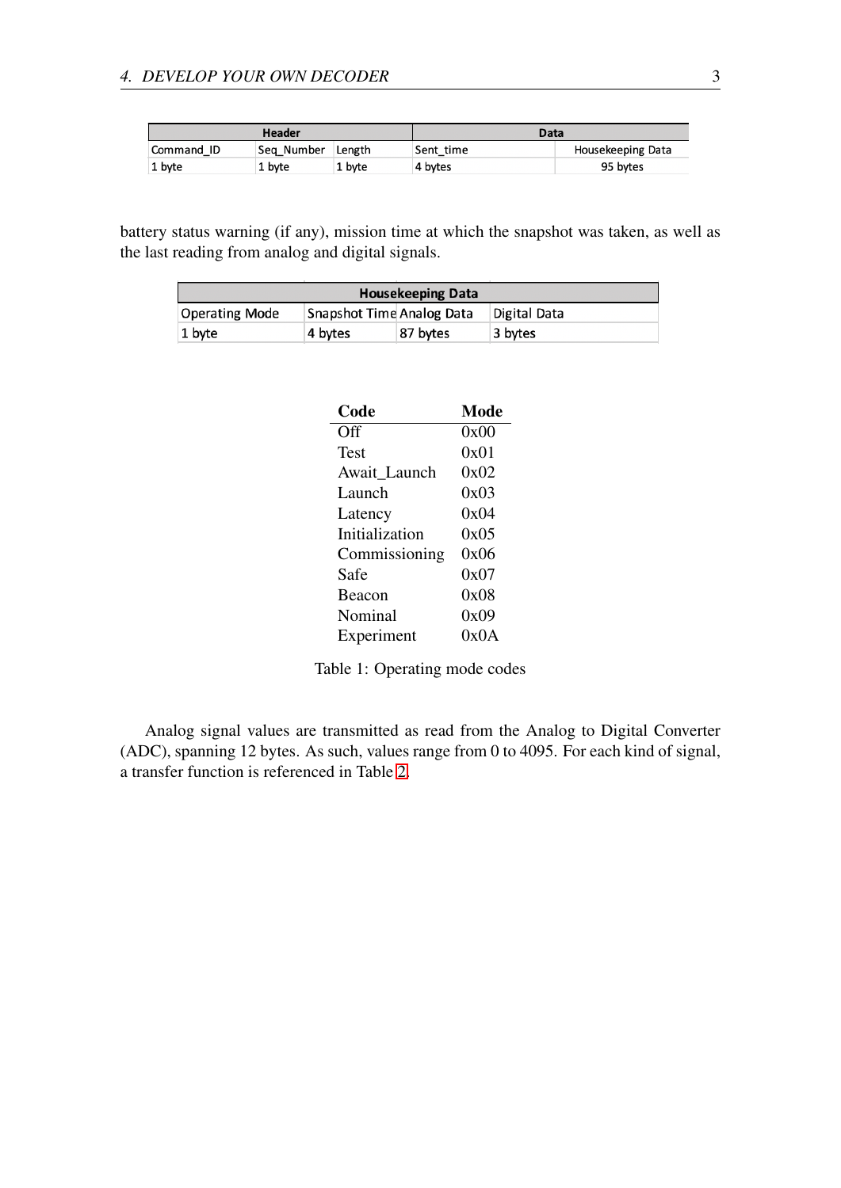| Header | | | Data | |
|---|---|---|---|---|
| Command_ID | Seq_Number | Length | Sent_time | Housekeeping Data |
| 1 byte | 1 byte | 1 byte | 4 bytes | 95 bytes |

battery status warning (if any), mission time at which the snapshot was taken, as well as the last reading from analog and digital signals.

| Housekeeping Data | | | |
|---|---|---|---|
| Operating Mode | Snapshot Time | Analog Data | Digital Data |
| 1 byte | 4 bytes | 87 bytes | 3 bytes |

| Code | Mode |
|---|---|
| Off | 0x00 |
| Test | 0x01 |
| Await_Launch | 0x02 |
| Launch | 0x03 |
| Latency | 0x04 |
| Initialization | 0x05 |
| Commissioning | 0x06 |
| Safe | 0x07 |
| Beacon | 0x08 |
| Nominal | 0x09 |
| Experiment | 0x0A |

Table 1: Operating mode codes

Analog signal values are transmitted as read from the Analog to Digital Converter (ADC), spanning 12 bytes. As such, values range from 0 to 4095. For each kind of signal, a transfer function is referenced in Table 2.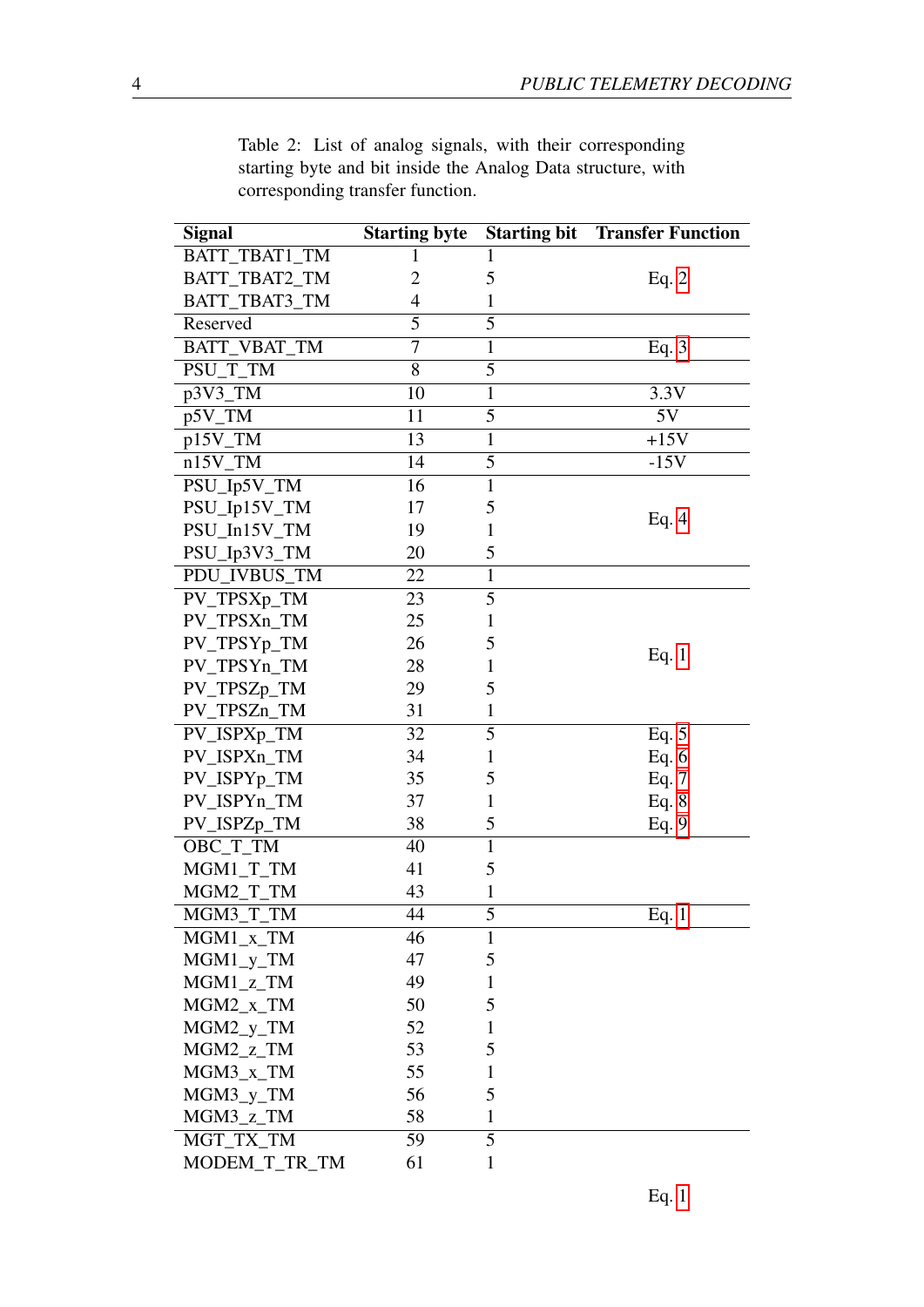Table 2: List of analog signals, with their corresponding starting byte and bit inside the Analog Data structure, with corresponding transfer function.

| Signal | Starting byte | Starting bit | Transfer Function |
|---|---|---|---|
| BATT_TBAT1_TM | 1 | 1 | |
| BATT_TBAT2_TM | 2 | 5 | Eq. 2 |
| BATT_TBAT3_TM | 4 | 1 | |
| Reserved | 5 | 5 | |
| BATT_VBAT_TM | 7 | 1 | Eq. 3 |
| PSU_T_TM | 8 | 5 | |
| p3V3_TM | 10 | 1 | 3.3V |
| p5V_TM | 11 | 5 | 5V |
| p15V_TM | 13 | 1 | +15V |
| n15V_TM | 14 | 5 | -15V |
| PSU_Ip5V_TM | 16 | 1 | |
| PSU_Ip15V_TM | 17 | 5 | Eq. 4 |
| PSU_In15V_TM | 19 | 1 | |
| PSU_Ip3V3_TM | 20 | 5 | |
| PDU_IVBUS_TM | 22 | 1 | |
| PV_TPSXp_TM | 23 | 5 | |
| PV_TPSXn_TM | 25 | 1 | |
| PV_TPSYp_TM | 26 | 5 | Eq. 1 |
| PV_TPSYn_TM | 28 | 1 | |
| PV_TPSZp_TM | 29 | 5 | |
| PV_TPSZn_TM | 31 | 1 | |
| PV_ISPXp_TM | 32 | 5 | Eq. 5 |
| PV_ISPXn_TM | 34 | 1 | Eq. 6 |
| PV_ISPYp_TM | 35 | 5 | Eq. 7 |
| PV_ISPYn_TM | 37 | 1 | Eq. 8 |
| PV_ISPZp_TM | 38 | 5 | Eq. 9 |
| OBC_T_TM | 40 | 1 | |
| MGM1_T_TM | 41 | 5 | |
| MGM2_T_TM | 43 | 1 | |
| MGM3_T_TM | 44 | 5 | Eq. 1 |
| MGM1_x_TM | 46 | 1 | |
| MGM1_y_TM | 47 | 5 | |
| MGM1_z_TM | 49 | 1 | |
| MGM2_x_TM | 50 | 5 | |
| MGM2_y_TM | 52 | 1 | |
| MGM2_z_TM | 53 | 5 | |
| MGM3_x_TM | 55 | 1 | |
| MGM3_y_TM | 56 | 5 | |
| MGM3_z_TM | 58 | 1 | |
| MGT_TX_TM | 59 | 5 | |
| MODEM_T_TR_TM | 61 | 1 | Eq. 1 |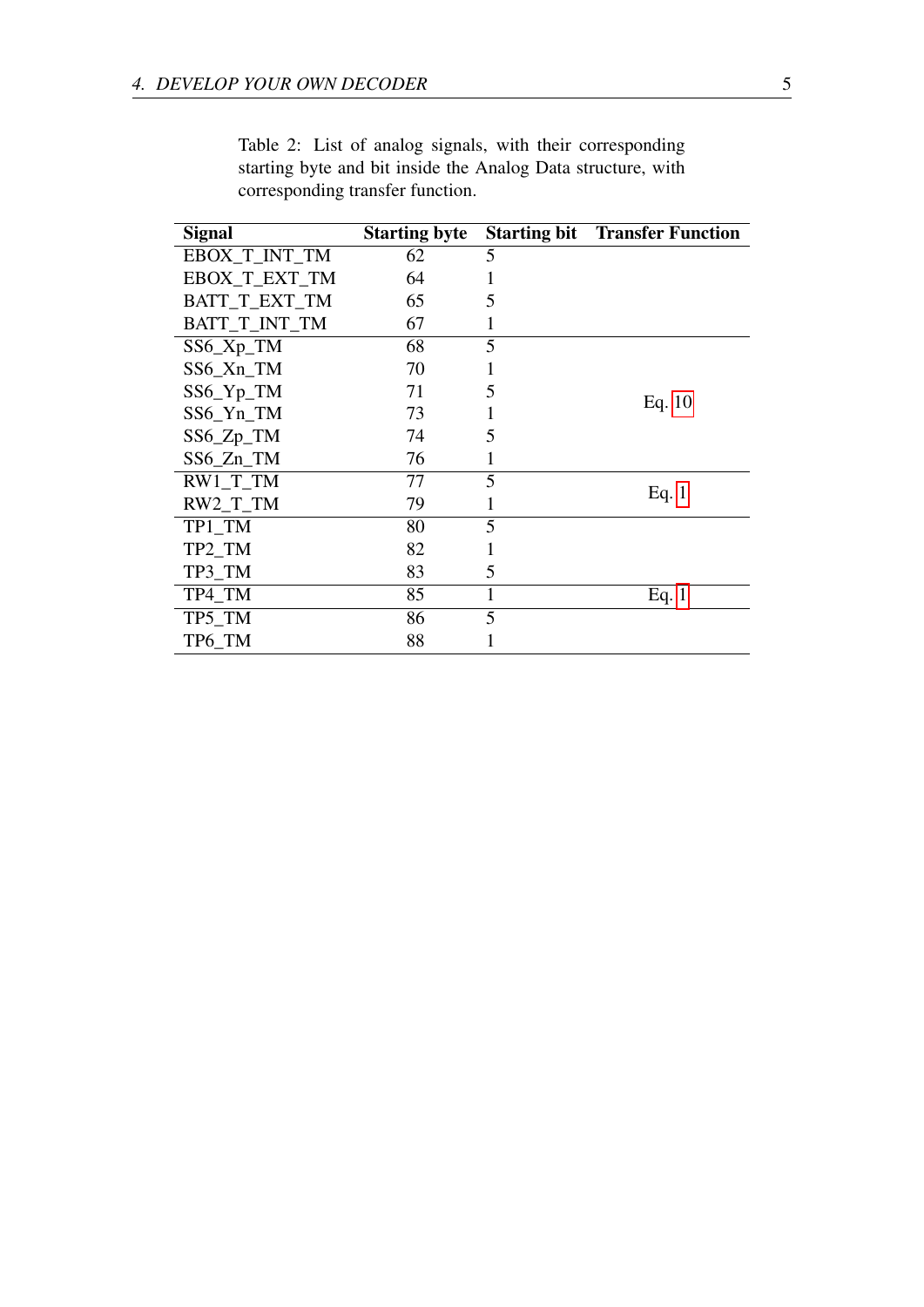Table 2: List of analog signals, with their corresponding starting byte and bit inside the Analog Data structure, with corresponding transfer function.

| Signal | Starting byte | Starting bit | Transfer Function |
|---|---|---|---|
| EBOX_T_INT_TM | 62 | 5 | |
| EBOX_T_EXT_TM | 64 | 1 | |
| BATT_T_EXT_TM | 65 | 5 | |
| BATT_T_INT_TM | 67 | 1 | |
| SS6_Xp_TM | 68 | 5 | Eq. 10 |
| SS6_Xn_TM | 70 | 1 | |
| SS6_Yp_TM | 71 | 5 | |
| SS6_Yn_TM | 73 | 1 | |
| SS6_Zp_TM | 74 | 5 | |
| SS6_Zn_TM | 76 | 1 | |
| RW1_T_TM | 77 | 5 | Eq. 1 |
| RW2_T_TM | 79 | 1 | |
| TP1_TM | 80 | 5 | |
| TP2_TM | 82 | 1 | |
| TP3_TM | 83 | 5 | |
| TP4_TM | 85 | 1 | Eq. 1 |
| TP5_TM | 86 | 5 | |
| TP6_TM | 88 | 1 | |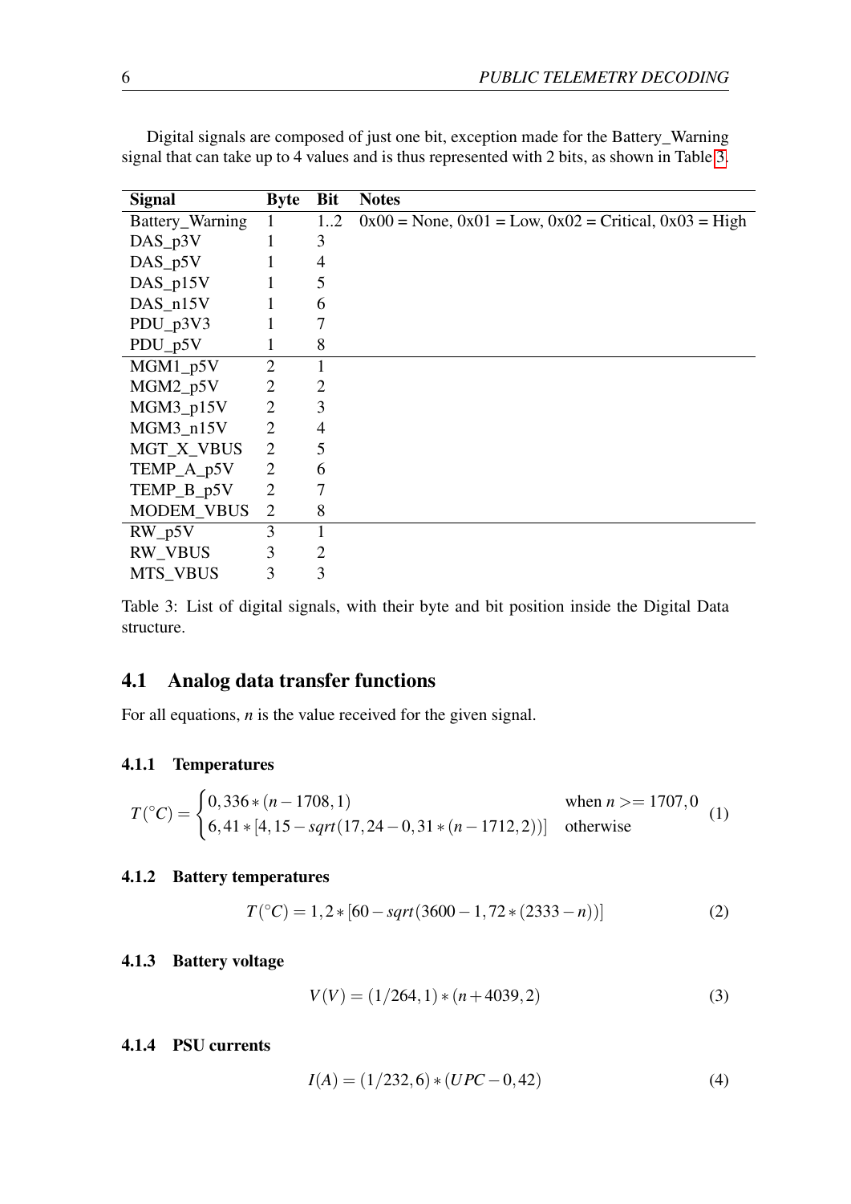Digital signals are composed of just one bit, exception made for the Battery_Warning signal that can take up to 4 values and is thus represented with 2 bits, as shown in Table 3.

| Signal | Byte | Bit | Notes |
|---|---|---|---|
| Battery_Warning | 1 | 1..2 | 0x00 = None, 0x01 = Low, 0x02 = Critical, 0x03 = High |
| DAS_p3V | 1 | 3 | |
| DAS_p5V | 1 | 4 | |
| DAS_p15V | 1 | 5 | |
| DAS_n15V | 1 | 6 | |
| PDU_p3V3 | 1 | 7 | |
| PDU_p5V | 1 | 8 | |
| MGM1_p5V | 2 | 1 | |
| MGM2_p5V | 2 | 2 | |
| MGM3_p15V | 2 | 3 | |
| MGM3_n15V | 2 | 4 | |
| MGT_X_VBUS | 2 | 5 | |
| TEMP_A_p5V | 2 | 6 | |
| TEMP_B_p5V | 2 | 7 | |
| MODEM_VBUS | 2 | 8 | |
| RW_p5V | 3 | 1 | |
| RW_VBUS | 3 | 2 | |
| MTS_VBUS | 3 | 3 | |

Table 3: List of digital signals, with their byte and bit position inside the Digital Data structure.

## 4.1 Analog data transfer functions

For all equations, $n$ is the value received for the given signal.

### 4.1.1 Temperatures

$$T(^{\circ}C) = \begin{cases} 0,336 * (n - 1708,1) & \text{when } n >= 1707,0 \\ 6,41 * [4,15 - sqrt(17,24 - 0,31 * (n - 1712,2))] & \text{otherwise} \end{cases} \quad (1)$$

### 4.1.2 Battery temperatures

$$T(^{\circ}C) = 1,2 * [60 - sqrt(3600 - 1,72 * (2333 - n))] \quad (2)$$

### 4.1.3 Battery voltage

$$V(V) = (1/264,1) * (n + 4039,2) \quad (3)$$

### 4.1.4 PSU currents

$$I(A) = (1/232,6) * (UPC - 0,42) \quad (4)$$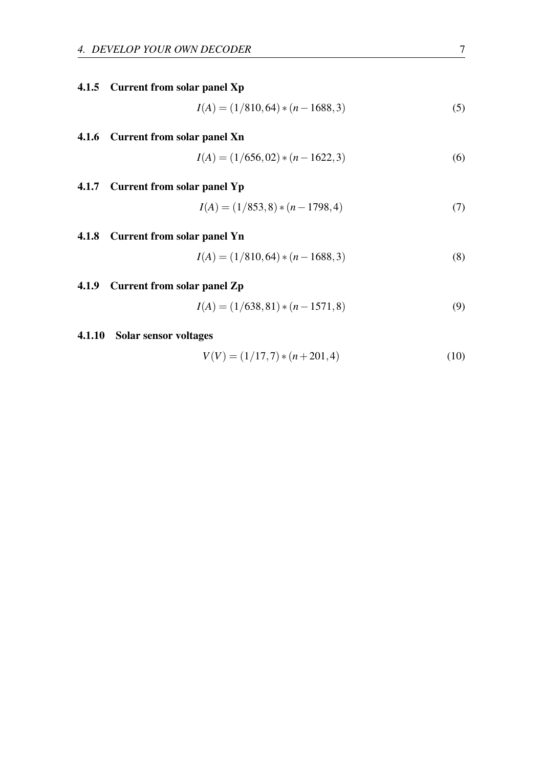#### 4.1.5 Current from solar panel Xp

$$I(A) = (1/810,64) * (n - 1688,3) \tag{5}$$

#### 4.1.6 Current from solar panel Xn

$$I(A) = (1/656,02) * (n - 1622,3) \tag{6}$$

#### 4.1.7 Current from solar panel Yp

$$I(A) = (1/853,8) * (n - 1798,4) \tag{7}$$

#### 4.1.8 Current from solar panel Yn

$$I(A) = (1/810,64) * (n - 1688,3) \tag{8}$$

#### 4.1.9 Current from solar panel Zp

$$I(A) = (1/638,81) * (n - 1571,8) \tag{9}$$

#### 4.1.10 Solar sensor voltages

$$V(V) = (1/17,7) * (n + 201,4) \tag{10}$$